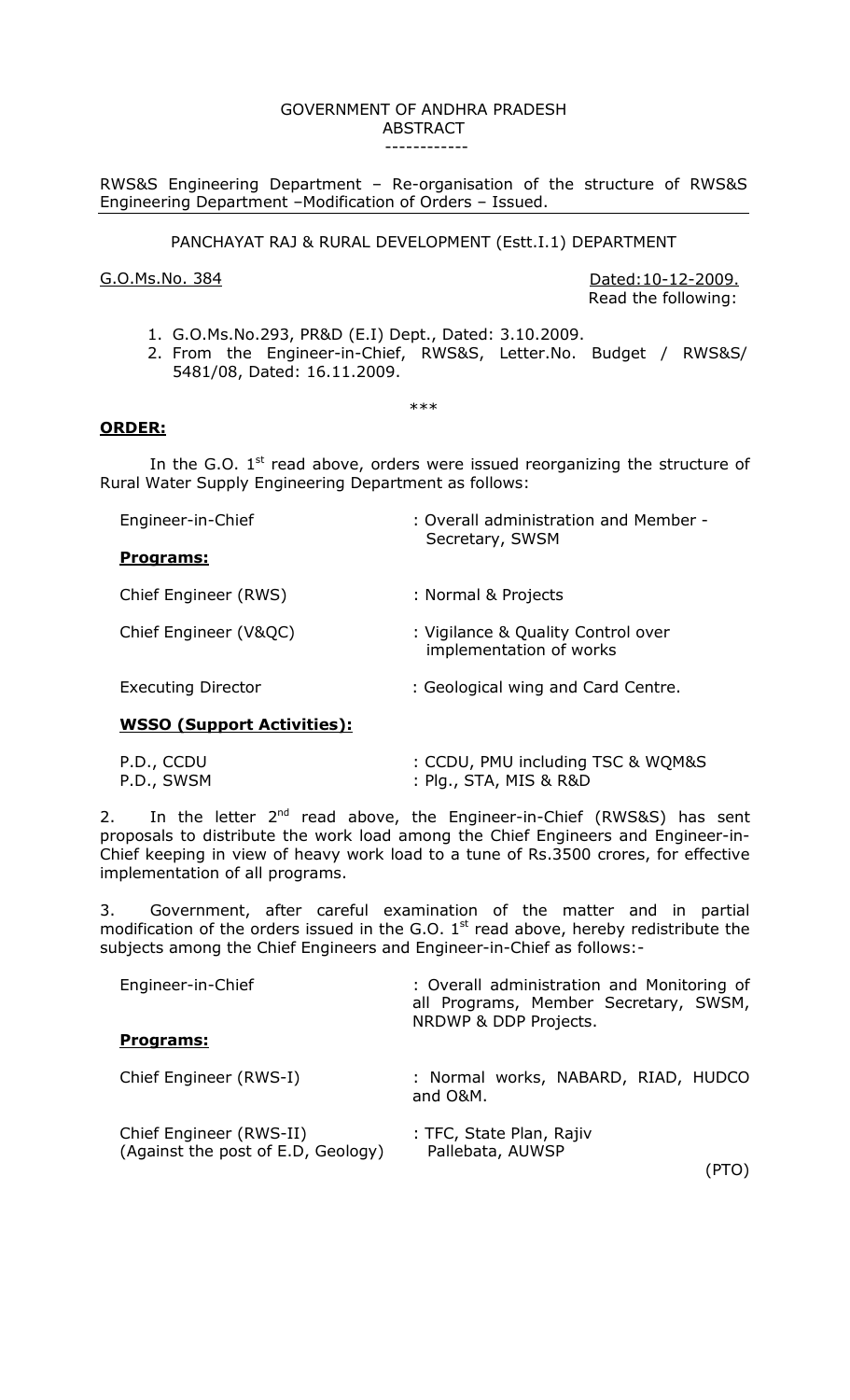GOVERNMENT OF ANDHRA PRADESH
ABSTRACT

------------

RWS&S Engineering Department – Re-organisation of the structure of RWS&S Engineering Department –Modification of Orders – Issued.

PANCHAYAT RAJ & RURAL DEVELOPMENT (Estt.I.1) DEPARTMENT

G.O.Ms.No. 384 Dated:10-12-2009.

Read the following:

1. G.O.Ms.No.293, PR&D (E.I) Dept., Dated: 3.10.2009.
2. From the Engineer-in-Chief, RWS&S, Letter.No. Budget / RWS&S/ 5481/08, Dated: 16.11.2009.

***

**ORDER:**

In the G.O. 1st read above, orders were issued reorganizing the structure of Rural Water Supply Engineering Department as follows:

Engineer-in-Chief : Overall administration and Member - Secretary, SWSM

**Programs:**

Chief Engineer (RWS) : Normal & Projects

Chief Engineer (V&QC) : Vigilance & Quality Control over implementation of works

Executing Director : Geological wing and Card Centre.

**WSSO (Support Activities):**

P.D., CCDU : CCDU, PMU including TSC & WQM&S
P.D., SWSM : Plg., STA, MIS & R&D

2. In the letter 2nd read above, the Engineer-in-Chief (RWS&S) has sent proposals to distribute the work load among the Chief Engineers and Engineer-in-Chief keeping in view of heavy work load to a tune of Rs.3500 crores, for effective implementation of all programs.

3. Government, after careful examination of the matter and in partial modification of the orders issued in the G.O. 1st read above, hereby redistribute the subjects among the Chief Engineers and Engineer-in-Chief as follows:-

Engineer-in-Chief : Overall administration and Monitoring of all Programs, Member Secretary, SWSM, NRDWP & DDP Projects.

**Programs:**

Chief Engineer (RWS-I) : Normal works, NABARD, RIAD, HUDCO and O&M.

Chief Engineer (RWS-II) (Against the post of E.D, Geology) : TFC, State Plan, Rajiv Pallebata, AUWSP

(PTO)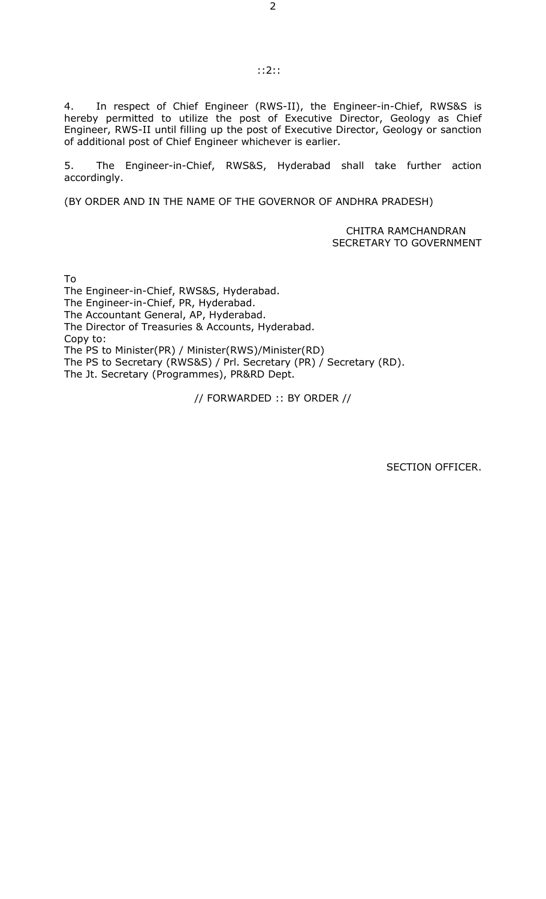4. In respect of Chief Engineer (RWS-II), the Engineer-in-Chief, RWS&S is hereby permitted to utilize the post of Executive Director, Geology as Chief Engineer, RWS-II until filling up the post of Executive Director, Geology or sanction of additional post of Chief Engineer whichever is earlier.

5. The Engineer-in-Chief, RWS&S, Hyderabad shall take further action accordingly.

(BY ORDER AND IN THE NAME OF THE GOVERNOR OF ANDHRA PRADESH)

CHITRA RAMCHANDRAN
SECRETARY TO GOVERNMENT

To
The Engineer-in-Chief, RWS&S, Hyderabad.
The Engineer-in-Chief, PR, Hyderabad.
The Accountant General, AP, Hyderabad.
The Director of Treasuries & Accounts, Hyderabad.
Copy to:
The PS to Minister(PR) / Minister(RWS)/Minister(RD)
The PS to Secretary (RWS&S) / Prl. Secretary (PR) / Secretary (RD).
The Jt. Secretary (Programmes), PR&RD Dept.

// FORWARDED :: BY ORDER //

SECTION OFFICER.